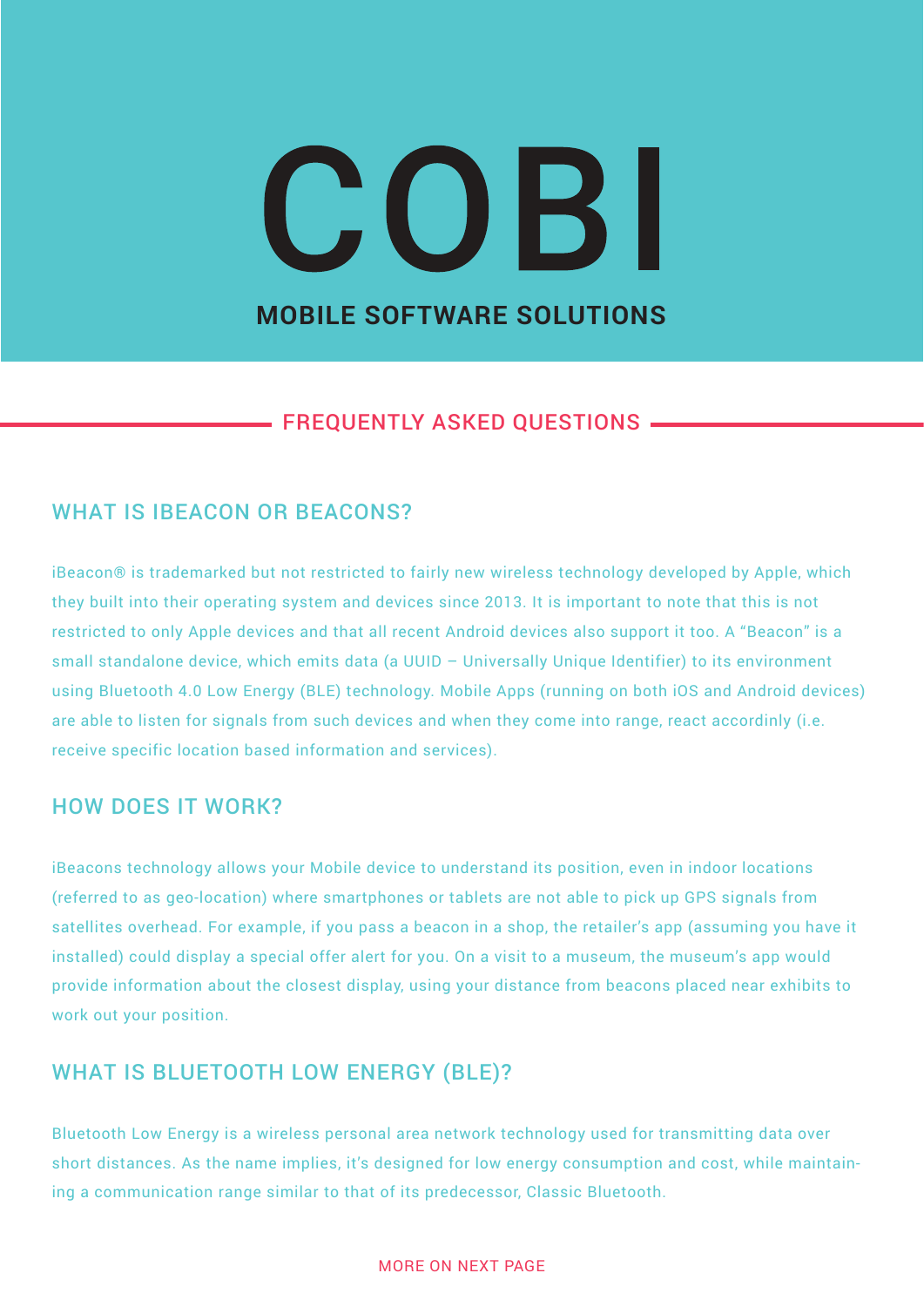# COBI

**MOBILE SOFTWARE SOLUTIONS**

## FREQUENTLY ASKED QUESTIONS

### WHAT IS IBEACON OR BEACONS?

iBeacon® is trademarked but not restricted to fairly new wireless technology developed by Apple, which they built into their operating system and devices since 2013. It is important to note that this is not restricted to only Apple devices and that all recent Android devices also support it too. A "Beacon" is a small standalone device, which emits data (a UUID – Universally Unique Identifier) to its environment using Bluetooth 4.0 Low Energy (BLE) technology. Mobile Apps (running on both iOS and Android devices) are able to listen for signals from such devices and when they come into range, react accordinly (i.e. receive specific location based information and services).

### HOW DOES IT WORK?

iBeacons technology allows your Mobile device to understand its position, even in indoor locations (referred to as geo-location) where smartphones or tablets are not able to pick up GPS signals from satellites overhead. For example, if you pass a beacon in a shop, the retailer's app (assuming you have it installed) could display a special offer alert for you. On a visit to a museum, the museum's app would provide information about the closest display, using your distance from beacons placed near exhibits to work out your position.

### WHAT IS BLUETOOTH LOW ENERGY (BLE)?

Bluetooth Low Energy is a wireless personal area network technology used for transmitting data over short distances. As the name implies, it's designed for low energy consumption and cost, while maintaining a communication range similar to that of its predecessor, Classic Bluetooth.

MORE ON NEXT PAGE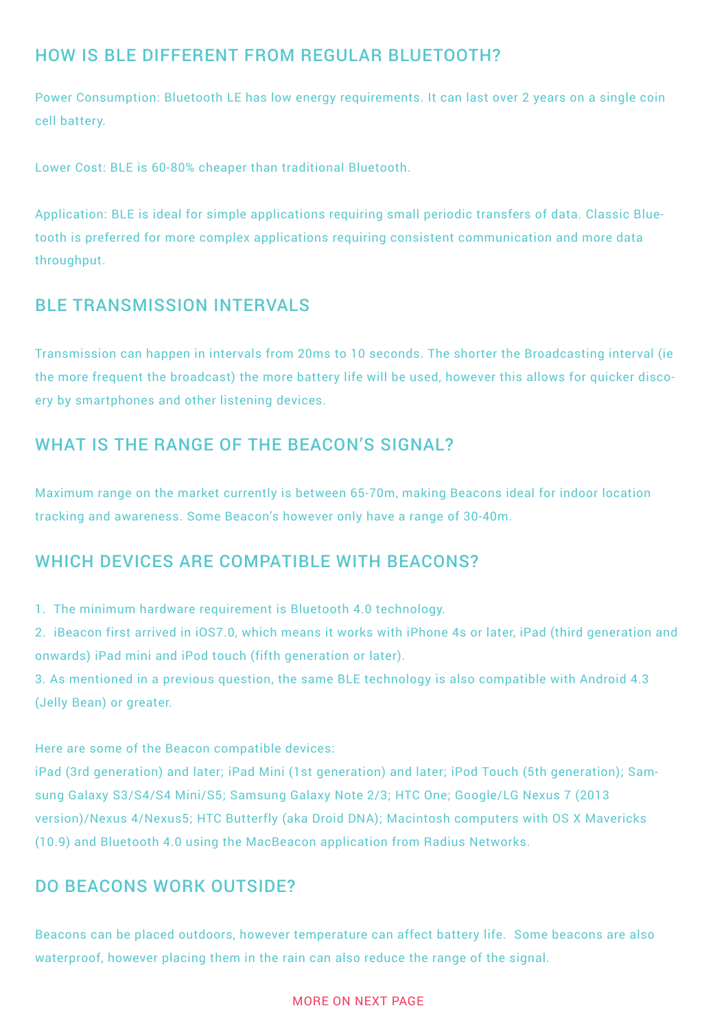## HOW IS BLE DIFFERENT FROM REGULAR BLUETOOTH?

Power Consumption: Bluetooth LE has low energy requirements. It can last over 2 years on a single coin cell battery.

Lower Cost: BLE is 60-80% cheaper than traditional Bluetooth.

Application: BLE is ideal for simple applications requiring small periodic transfers of data. Classic Bluetooth is preferred for more complex applications requiring consistent communication and more data throughput.

## BLE TRANSMISSION INTERVALS

Transmission can happen in intervals from 20ms to 10 seconds. The shorter the Broadcasting interval (ie the more frequent the broadcast) the more battery life will be used, however this allows for quicker discoery by smartphones and other listening devices.

## WHAT IS THE RANGE OF THE BEACON'S SIGNAL?

Maximum range on the market currently is between 65-70m, making Beacons ideal for indoor location tracking and awareness. Some Beacon's however only have a range of 30-40m.

## WHICH DEVICES ARE COMPATIBLE WITH BEACONS?

1. The minimum hardware requirement is Bluetooth 4.0 technology.
2. iBeacon first arrived in iOS7.0, which means it works with iPhone 4s or later, iPad (third generation and onwards) iPad mini and iPod touch (fifth generation or later).
3. As mentioned in a previous question, the same BLE technology is also compatible with Android 4.3 (Jelly Bean) or greater.

Here are some of the Beacon compatible devices:
iPad (3rd generation) and later; iPad Mini (1st generation) and later; iPod Touch (5th generation); Samsung Galaxy S3/S4/S4 Mini/S5; Samsung Galaxy Note 2/3; HTC One; Google/LG Nexus 7 (2013 version)/Nexus 4/Nexus5; HTC Butterfly (aka Droid DNA); Macintosh computers with OS X Mavericks (10.9) and Bluetooth 4.0 using the MacBeacon application from Radius Networks.

## DO BEACONS WORK OUTSIDE?

Beacons can be placed outdoors, however temperature can affect battery life. Some beacons are also waterproof, however placing them in the rain can also reduce the range of the signal.

MORE ON NEXT PAGE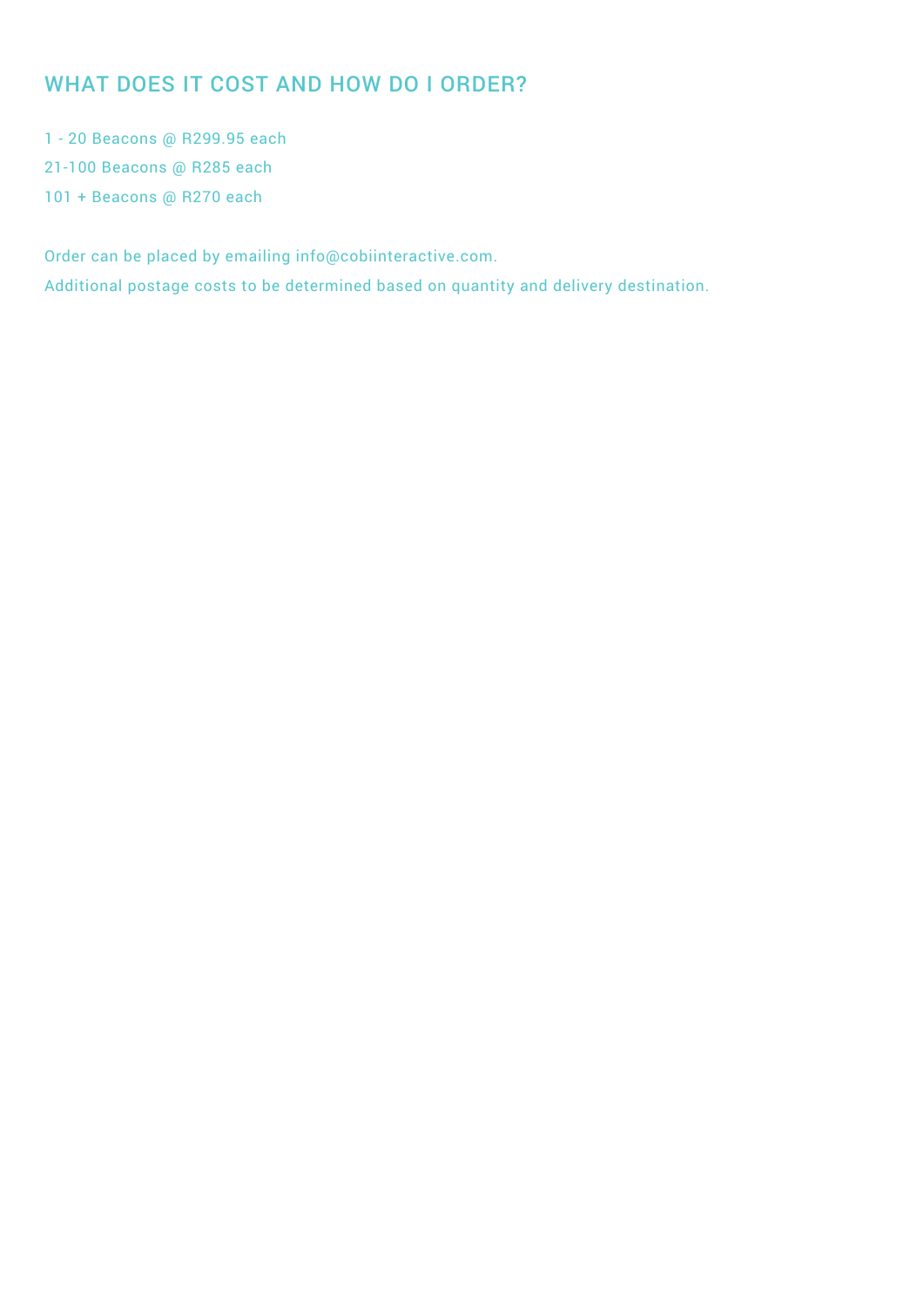## WHAT DOES IT COST AND HOW DO I ORDER?

1 - 20 Beacons @ R299.95 each

21-100 Beacons @ R285 each

101 + Beacons @ R270 each

Order can be placed by emailing info@cobiinteractive.com.

Additional postage costs to be determined based on quantity and delivery destination.